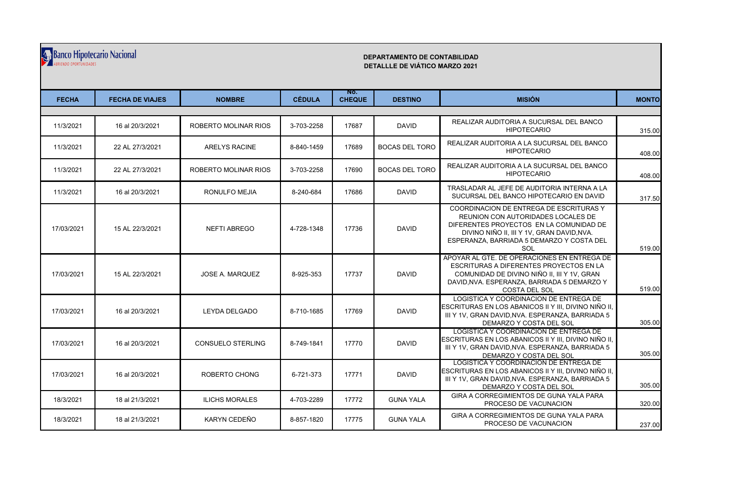Banco Hipotecario Nacional
ABRIENDO OPORTUNIDADES

**DEPARTAMENTO DE CONTABILIDAD**
**DETALLLE DE VIÁTICO MARZO 2021**

| FECHA | FECHA DE VIAJES | NOMBRE | CÉDULA | No. CHEQUE | DESTINO | MISIÓN | MONTO |
|---|---|---|---|---|---|---|---|
| 11/3/2021 | 16 al 20/3/2021 | ROBERTO MOLINAR RIOS | 3-703-2258 | 17687 | DAVID | REALIZAR AUDITORIA A SUCURSAL DEL BANCO HIPOTECARIO | 315.00 |
| 11/3/2021 | 22 AL 27/3/2021 | ARELYS RACINE | 8-840-1459 | 17689 | BOCAS DEL TORO | REALIZAR AUDITORIA A LA SUCURSAL DEL BANCO HIPOTECARIO | 408.00 |
| 11/3/2021 | 22 AL 27/3/2021 | ROBERTO MOLINAR RIOS | 3-703-2258 | 17690 | BOCAS DEL TORO | REALIZAR AUDITORIA A LA SUCURSAL DEL BANCO HIPOTECARIO | 408.00 |
| 11/3/2021 | 16 al 20/3/2021 | RONULFO MEJIA | 8-240-684 | 17686 | DAVID | TRASLADAR AL JEFE DE AUDITORIA INTERNA A LA SUCURSAL DEL BANCO HIPOTECARIO EN DAVID | 317.50 |
| 17/03/2021 | 15 AL 22/3/2021 | NEFTI ABREGO | 4-728-1348 | 17736 | DAVID | COORDINACION DE ENTREGA DE ESCRITURAS Y REUNION CON AUTORIDADES LOCALES DE DIFERENTES PROYECTOS EN LA COMUNIDAD DE DIVINO NIÑO II, III Y 1V, GRAN DAVID,NVA. ESPERANZA, BARRIADA 5 DEMARZO Y COSTA DEL SOL | 519.00 |
| 17/03/2021 | 15 AL 22/3/2021 | JOSE A. MARQUEZ | 8-925-353 | 17737 | DAVID | APOYAR AL GTE. DE OPERACIONES EN ENTREGA DE ESCRITURAS A DIFERENTES PROYECTOS EN LA COMUNIDAD DE DIVINO NIÑO II, III Y 1V, GRAN DAVID,NVA. ESPERANZA, BARRIADA 5 DEMARZO Y COSTA DEL SOL | 519.00 |
| 17/03/2021 | 16 al 20/3/2021 | LEYDA DELGADO | 8-710-1685 | 17769 | DAVID | LOGISTICA Y COORDINACION DE ENTREGA DE ESCRITURAS EN LOS ABANICOS II Y III, DIVINO NIÑO II, III Y 1V, GRAN DAVID,NVA. ESPERANZA, BARRIADA 5 DEMARZO Y COSTA DEL SOL | 305.00 |
| 17/03/2021 | 16 al 20/3/2021 | CONSUELO STERLING | 8-749-1841 | 17770 | DAVID | LOGISTICA Y COORDINACION DE ENTREGA DE ESCRITURAS EN LOS ABANICOS II Y III, DIVINO NIÑO II, III Y 1V, GRAN DAVID,NVA. ESPERANZA, BARRIADA 5 DEMARZO Y COSTA DEL SOL | 305.00 |
| 17/03/2021 | 16 al 20/3/2021 | ROBERTO CHONG | 6-721-373 | 17771 | DAVID | LOGISTICA Y COORDINACION DE ENTREGA DE ESCRITURAS EN LOS ABANICOS II Y III, DIVINO NIÑO II, III Y 1V, GRAN DAVID,NVA. ESPERANZA, BARRIADA 5 DEMARZO Y COSTA DEL SOL | 305.00 |
| 18/3/2021 | 18 al 21/3/2021 | ILICHS MORALES | 4-703-2289 | 17772 | GUNA YALA | GIRA A CORREGIMIENTOS DE GUNA YALA PARA PROCESO DE VACUNACION | 320.00 |
| 18/3/2021 | 18 al 21/3/2021 | KARYN CEDEÑO | 8-857-1820 | 17775 | GUNA YALA | GIRA A CORREGIMIENTOS DE GUNA YALA PARA PROCESO DE VACUNACION | 237.00 |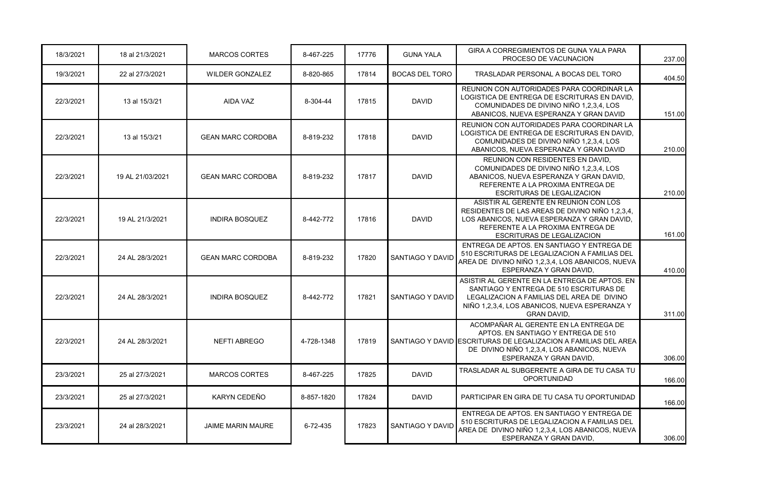| 18/3/2021 | 18 al 21/3/2021 | MARCOS CORTES | 8-467-225 | 17776 | GUNA YALA | GIRA A CORREGIMIENTOS DE GUNA YALA PARA PROCESO DE VACUNACION | 237.00 |
|---|---|---|---|---|---|---|---|
| 19/3/2021 | 22 al 27/3/2021 | WILDER GONZALEZ | 8-820-865 | 17814 | BOCAS DEL TORO | TRASLADAR PERSONAL A BOCAS DEL TORO | 404.50 |
| 22/3/2021 | 13 al 15/3/21 | AIDA VAZ | 8-304-44 | 17815 | DAVID | REUNION CON AUTORIDADES PARA COORDINAR LA LOGISTICA DE ENTREGA DE ESCRITURAS EN DAVID, COMUNIDADES DE DIVINO NIÑO 1,2,3,4, LOS ABANICOS, NUEVA ESPERANZA Y GRAN DAVID | 151.00 |
| 22/3/2021 | 13 al 15/3/21 | GEAN MARC CORDOBA | 8-819-232 | 17818 | DAVID | REUNION CON AUTORIDADES PARA COORDINAR LA LOGISTICA DE ENTREGA DE ESCRITURAS EN DAVID, COMUNIDADES DE DIVINO NIÑO 1,2,3,4, LOS ABANICOS, NUEVA ESPERANZA Y GRAN DAVID | 210.00 |
| 22/3/2021 | 19 AL 21/03/2021 | GEAN MARC CORDOBA | 8-819-232 | 17817 | DAVID | REUNION CON RESIDENTES EN DAVID, COMUNIDADES DE DIVINO NIÑO 1,2,3,4, LOS ABANICOS, NUEVA ESPERANZA Y GRAN DAVID, REFERENTE A LA PROXIMA ENTREGA DE ESCRITURAS DE LEGALIZACION | 210.00 |
| 22/3/2021 | 19 AL 21/3/2021 | INDIRA BOSQUEZ | 8-442-772 | 17816 | DAVID | ASISTIR AL GERENTE EN REUNION CON LOS RESIDENTES DE LAS AREAS DE DIVINO NIÑO 1,2,3,4, LOS ABANICOS, NUEVA ESPERANZA Y GRAN DAVID, REFERENTE A LA PROXIMA ENTREGA DE ESCRITURAS DE LEGALIZACION | 161.00 |
| 22/3/2021 | 24 AL 28/3/2021 | GEAN MARC CORDOBA | 8-819-232 | 17820 | SANTIAGO Y DAVID | ENTREGA DE APTOS. EN SANTIAGO Y ENTREGA DE 510 ESCRITURAS DE LEGALIZACION A FAMILIAS DEL AREA DE DIVINO NIÑO 1,2,3,4, LOS ABANICOS, NUEVA ESPERANZA Y GRAN DAVID, | 410.00 |
| 22/3/2021 | 24 AL 28/3/2021 | INDIRA BOSQUEZ | 8-442-772 | 17821 | SANTIAGO Y DAVID | ASISTIR AL GERENTE EN LA ENTREGA DE APTOS. EN SANTIAGO Y ENTREGA DE 510 ESCRITURAS DE LEGALIZACION A FAMILIAS DEL AREA DE DIVINO NIÑO 1,2,3,4, LOS ABANICOS, NUEVA ESPERANZA Y GRAN DAVID, | 311.00 |
| 22/3/2021 | 24 AL 28/3/2021 | NEFTI ABREGO | 4-728-1348 | 17819 | SANTIAGO Y DAVID | ACOMPAÑAR AL GERENTE EN LA ENTREGA DE APTOS. EN SANTIAGO Y ENTREGA DE 510 ESCRITURAS DE LEGALIZACION A FAMILIAS DEL AREA DE DIVINO NIÑO 1,2,3,4, LOS ABANICOS, NUEVA ESPERANZA Y GRAN DAVID, | 306.00 |
| 23/3/2021 | 25 al 27/3/2021 | MARCOS CORTES | 8-467-225 | 17825 | DAVID | TRASLADAR AL SUBGERENTE A GIRA DE TU CASA TU OPORTUNIDAD | 166.00 |
| 23/3/2021 | 25 al 27/3/2021 | KARYN CEDEÑO | 8-857-1820 | 17824 | DAVID | PARTICIPAR EN GIRA DE TU CASA TU OPORTUNIDAD | 166.00 |
| 23/3/2021 | 24 al 28/3/2021 | JAIME MARIN MAURE | 6-72-435 | 17823 | SANTIAGO Y DAVID | ENTREGA DE APTOS. EN SANTIAGO Y ENTREGA DE 510 ESCRITURAS DE LEGALIZACION A FAMILIAS DEL AREA DE DIVINO NIÑO 1,2,3,4, LOS ABANICOS, NUEVA ESPERANZA Y GRAN DAVID, | 306.00 |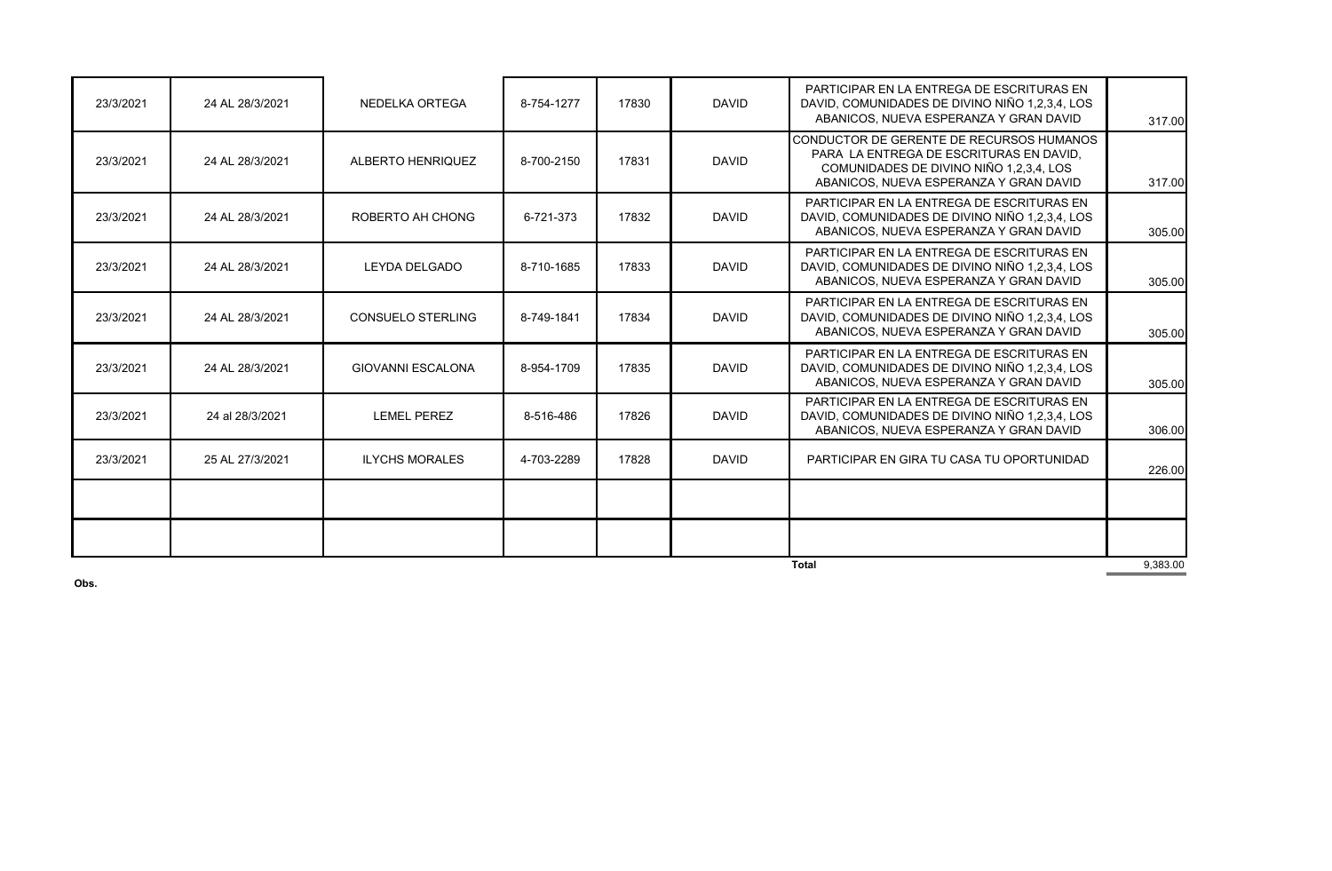| | | | | | | | |
|---|---|---|---|---|---|---|---|
| 23/3/2021 | 24 AL 28/3/2021 | NEDELKA ORTEGA | 8-754-1277 | 17830 | DAVID | PARTICIPAR EN LA ENTREGA DE ESCRITURAS EN DAVID, COMUNIDADES DE DIVINO NIÑO 1,2,3,4, LOS ABANICOS, NUEVA ESPERANZA Y GRAN DAVID | 317.00 |
| 23/3/2021 | 24 AL 28/3/2021 | ALBERTO HENRIQUEZ | 8-700-2150 | 17831 | DAVID | CONDUCTOR DE GERENTE DE RECURSOS HUMANOS PARA LA ENTREGA DE ESCRITURAS EN DAVID, COMUNIDADES DE DIVINO NIÑO 1,2,3,4, LOS ABANICOS, NUEVA ESPERANZA Y GRAN DAVID | 317.00 |
| 23/3/2021 | 24 AL 28/3/2021 | ROBERTO AH CHONG | 6-721-373 | 17832 | DAVID | PARTICIPAR EN LA ENTREGA DE ESCRITURAS EN DAVID, COMUNIDADES DE DIVINO NIÑO 1,2,3,4, LOS ABANICOS, NUEVA ESPERANZA Y GRAN DAVID | 305.00 |
| 23/3/2021 | 24 AL 28/3/2021 | LEYDA DELGADO | 8-710-1685 | 17833 | DAVID | PARTICIPAR EN LA ENTREGA DE ESCRITURAS EN DAVID, COMUNIDADES DE DIVINO NIÑO 1,2,3,4, LOS ABANICOS, NUEVA ESPERANZA Y GRAN DAVID | 305.00 |
| 23/3/2021 | 24 AL 28/3/2021 | CONSUELO STERLING | 8-749-1841 | 17834 | DAVID | PARTICIPAR EN LA ENTREGA DE ESCRITURAS EN DAVID, COMUNIDADES DE DIVINO NIÑO 1,2,3,4, LOS ABANICOS, NUEVA ESPERANZA Y GRAN DAVID | 305.00 |
| 23/3/2021 | 24 AL 28/3/2021 | GIOVANNI ESCALONA | 8-954-1709 | 17835 | DAVID | PARTICIPAR EN LA ENTREGA DE ESCRITURAS EN DAVID, COMUNIDADES DE DIVINO NIÑO 1,2,3,4, LOS ABANICOS, NUEVA ESPERANZA Y GRAN DAVID | 305.00 |
| 23/3/2021 | 24 al 28/3/2021 | LEMEL PEREZ | 8-516-486 | 17826 | DAVID | PARTICIPAR EN LA ENTREGA DE ESCRITURAS EN DAVID, COMUNIDADES DE DIVINO NIÑO 1,2,3,4, LOS ABANICOS, NUEVA ESPERANZA Y GRAN DAVID | 306.00 |
| 23/3/2021 | 25 AL 27/3/2021 | ILYCHS MORALES | 4-703-2289 | 17828 | DAVID | PARTICIPAR EN GIRA TU CASA TU OPORTUNIDAD | 226.00 |
| | | | | | | | |
| | | | | | | | |
| | | | | | | **Total** | 9,383.00 |

**Obs.**